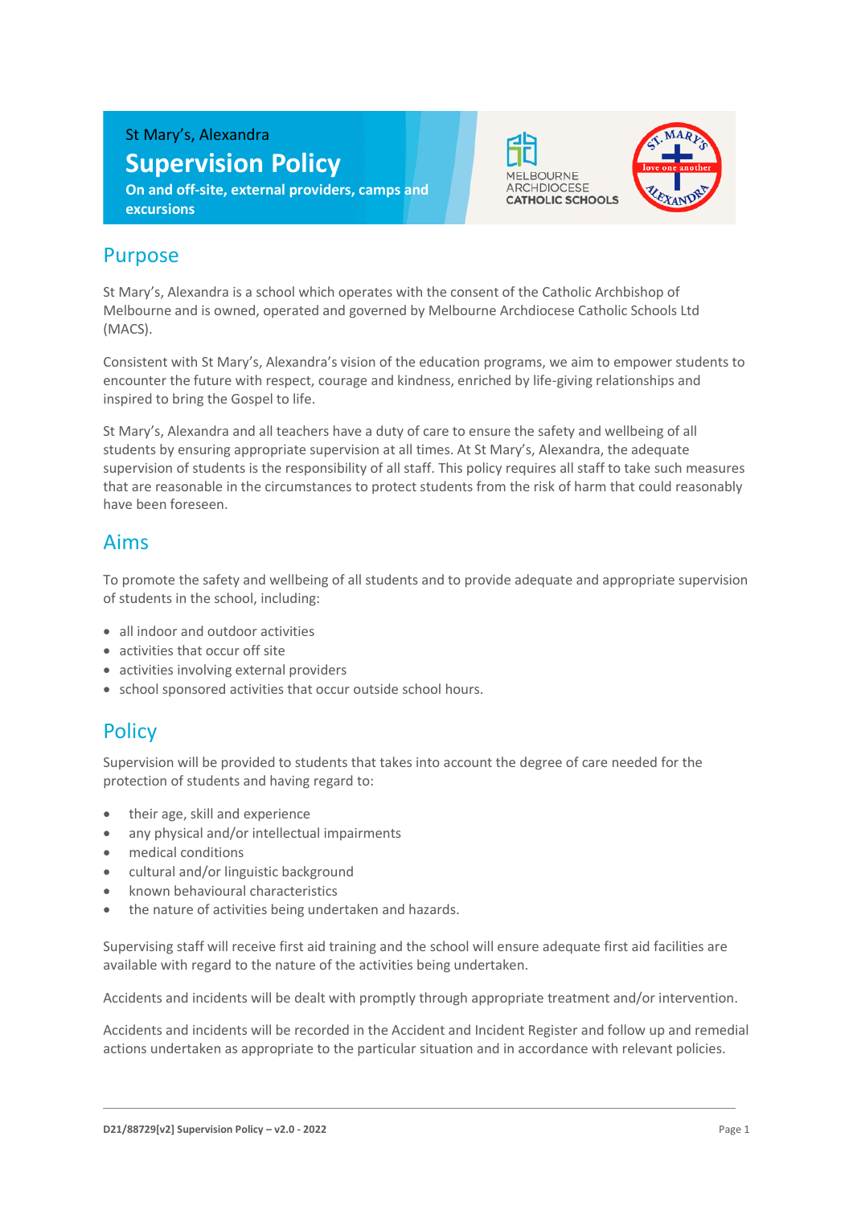St Mary's, Alexandra

# Supervision Policy

**On and off-site, external providers, camps and excursions**

## Purpose

St Mary's, Alexandra is a school which operates with the consent of the Catholic Archbishop of Melbourne and is owned, operated and governed by Melbourne Archdiocese Catholic Schools Ltd (MACS).

Consistent with St Mary's, Alexandra's vision of the education programs, we aim to empower students to encounter the future with respect, courage and kindness, enriched by life-giving relationships and inspired to bring the Gospel to life.

St Mary's, Alexandra and all teachers have a duty of care to ensure the safety and wellbeing of all students by ensuring appropriate supervision at all times. At St Mary's, Alexandra, the adequate supervision of students is the responsibility of all staff. This policy requires all staff to take such measures that are reasonable in the circumstances to protect students from the risk of harm that could reasonably have been foreseen.

## Aims

To promote the safety and wellbeing of all students and to provide adequate and appropriate supervision of students in the school, including:

- all indoor and outdoor activities
- activities that occur off site
- activities involving external providers
- school sponsored activities that occur outside school hours.

## Policy

Supervision will be provided to students that takes into account the degree of care needed for the protection of students and having regard to:

- their age, skill and experience
- any physical and/or intellectual impairments
- medical conditions
- cultural and/or linguistic background
- known behavioural characteristics
- the nature of activities being undertaken and hazards.

Supervising staff will receive first aid training and the school will ensure adequate first aid facilities are available with regard to the nature of the activities being undertaken.

Accidents and incidents will be dealt with promptly through appropriate treatment and/or intervention.

Accidents and incidents will be recorded in the Accident and Incident Register and follow up and remedial actions undertaken as appropriate to the particular situation and in accordance with relevant policies.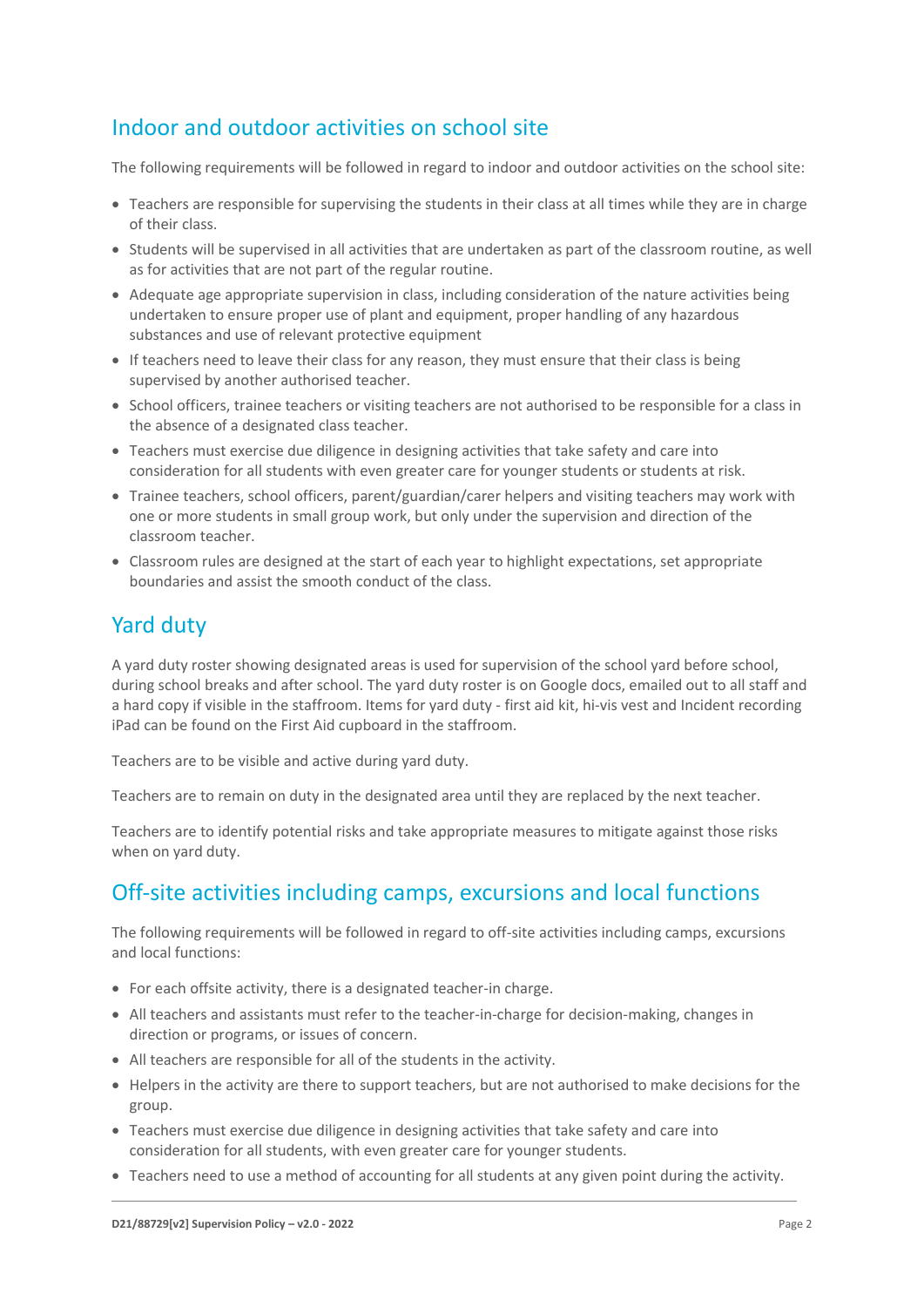## Indoor and outdoor activities on school site

The following requirements will be followed in regard to indoor and outdoor activities on the school site:

- Teachers are responsible for supervising the students in their class at all times while they are in charge of their class.
- Students will be supervised in all activities that are undertaken as part of the classroom routine, as well as for activities that are not part of the regular routine.
- Adequate age appropriate supervision in class, including consideration of the nature activities being undertaken to ensure proper use of plant and equipment, proper handling of any hazardous substances and use of relevant protective equipment
- If teachers need to leave their class for any reason, they must ensure that their class is being supervised by another authorised teacher.
- School officers, trainee teachers or visiting teachers are not authorised to be responsible for a class in the absence of a designated class teacher.
- Teachers must exercise due diligence in designing activities that take safety and care into consideration for all students with even greater care for younger students or students at risk.
- Trainee teachers, school officers, parent/guardian/carer helpers and visiting teachers may work with one or more students in small group work, but only under the supervision and direction of the classroom teacher.
- Classroom rules are designed at the start of each year to highlight expectations, set appropriate boundaries and assist the smooth conduct of the class.

## Yard duty

A yard duty roster showing designated areas is used for supervision of the school yard before school, during school breaks and after school. The yard duty roster is on Google docs, emailed out to all staff and a hard copy if visible in the staffroom. Items for yard duty - first aid kit, hi-vis vest and Incident recording iPad can be found on the First Aid cupboard in the staffroom.

Teachers are to be visible and active during yard duty.

Teachers are to remain on duty in the designated area until they are replaced by the next teacher.

Teachers are to identify potential risks and take appropriate measures to mitigate against those risks when on yard duty.

## Off-site activities including camps, excursions and local functions

The following requirements will be followed in regard to off-site activities including camps, excursions and local functions:

- For each offsite activity, there is a designated teacher-in charge.
- All teachers and assistants must refer to the teacher-in-charge for decision-making, changes in direction or programs, or issues of concern.
- All teachers are responsible for all of the students in the activity.
- Helpers in the activity are there to support teachers, but are not authorised to make decisions for the group.
- Teachers must exercise due diligence in designing activities that take safety and care into consideration for all students, with even greater care for younger students.
- Teachers need to use a method of accounting for all students at any given point during the activity.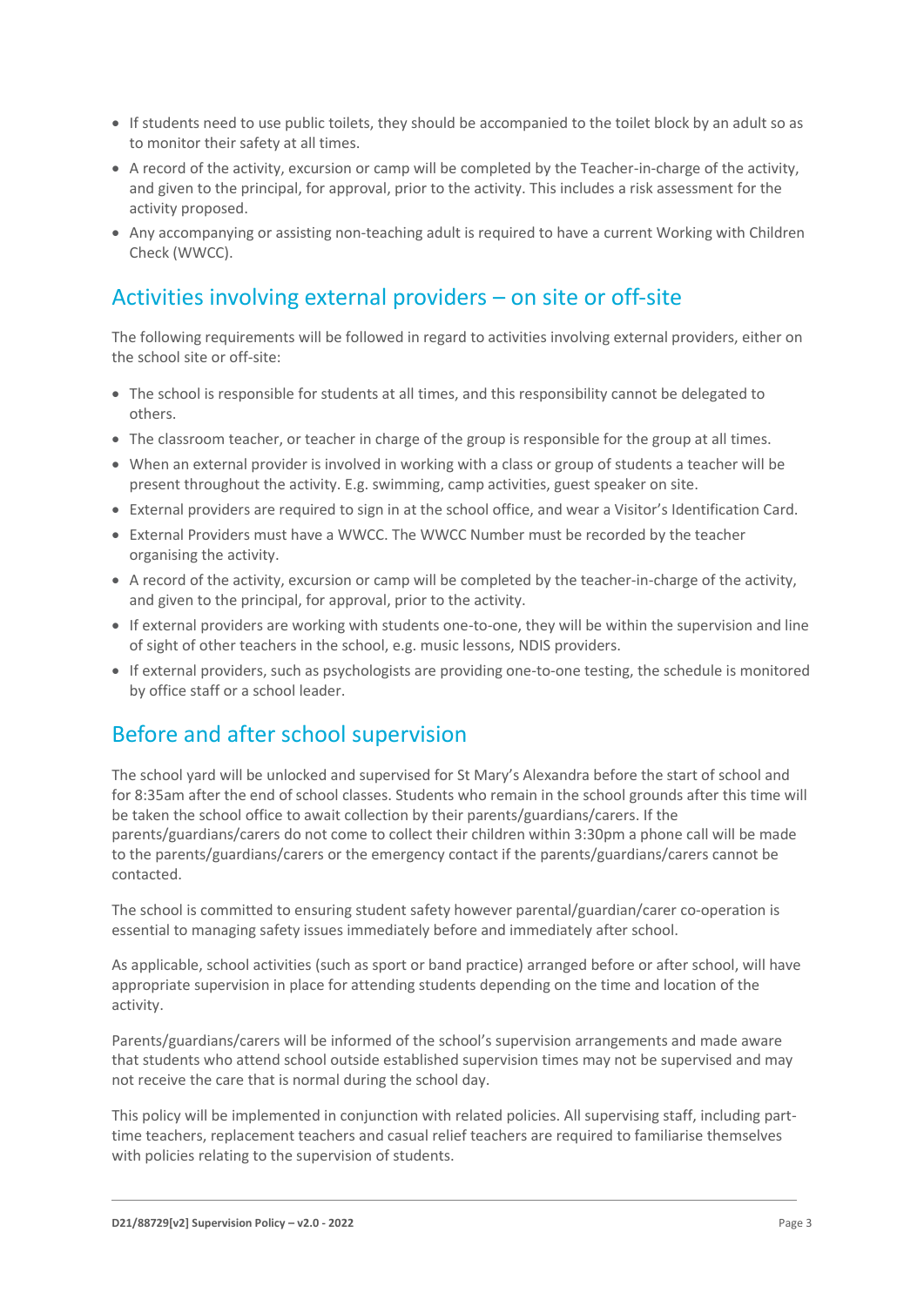- If students need to use public toilets, they should be accompanied to the toilet block by an adult so as to monitor their safety at all times.
- A record of the activity, excursion or camp will be completed by the Teacher-in-charge of the activity, and given to the principal, for approval, prior to the activity. This includes a risk assessment for the activity proposed.
- Any accompanying or assisting non-teaching adult is required to have a current Working with Children Check (WWCC).

## Activities involving external providers – on site or off-site

The following requirements will be followed in regard to activities involving external providers, either on the school site or off-site:

- The school is responsible for students at all times, and this responsibility cannot be delegated to others.
- The classroom teacher, or teacher in charge of the group is responsible for the group at all times.
- When an external provider is involved in working with a class or group of students a teacher will be present throughout the activity. E.g. swimming, camp activities, guest speaker on site.
- External providers are required to sign in at the school office, and wear a Visitor's Identification Card.
- External Providers must have a WWCC. The WWCC Number must be recorded by the teacher organising the activity.
- A record of the activity, excursion or camp will be completed by the teacher-in-charge of the activity, and given to the principal, for approval, prior to the activity.
- If external providers are working with students one-to-one, they will be within the supervision and line of sight of other teachers in the school, e.g. music lessons, NDIS providers.
- If external providers, such as psychologists are providing one-to-one testing, the schedule is monitored by office staff or a school leader.

## Before and after school supervision

The school yard will be unlocked and supervised for St Mary's Alexandra before the start of school and for 8:35am after the end of school classes. Students who remain in the school grounds after this time will be taken the school office to await collection by their parents/guardians/carers. If the parents/guardians/carers do not come to collect their children within 3:30pm a phone call will be made to the parents/guardians/carers or the emergency contact if the parents/guardians/carers cannot be contacted.

The school is committed to ensuring student safety however parental/guardian/carer co-operation is essential to managing safety issues immediately before and immediately after school.

As applicable, school activities (such as sport or band practice) arranged before or after school, will have appropriate supervision in place for attending students depending on the time and location of the activity.

Parents/guardians/carers will be informed of the school's supervision arrangements and made aware that students who attend school outside established supervision times may not be supervised and may not receive the care that is normal during the school day.

This policy will be implemented in conjunction with related policies. All supervising staff, including part-time teachers, replacement teachers and casual relief teachers are required to familiarise themselves with policies relating to the supervision of students.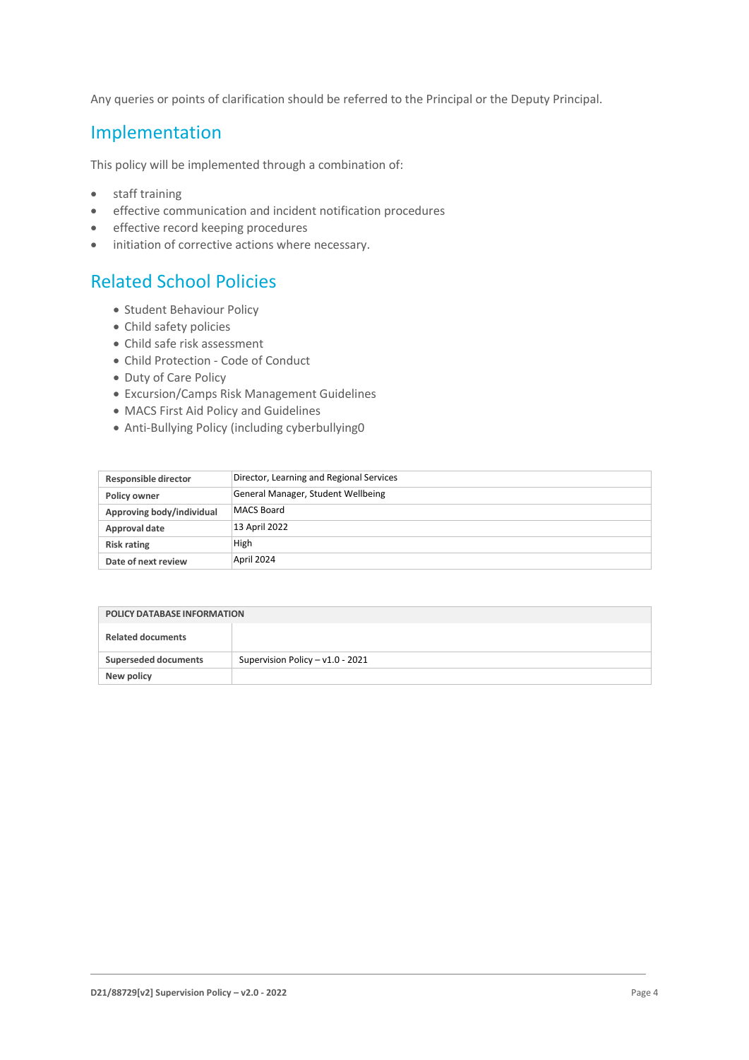Any queries or points of clarification should be referred to the Principal or the Deputy Principal.

## Implementation

This policy will be implemented through a combination of:

- staff training
- effective communication and incident notification procedures
- effective record keeping procedures
- initiation of corrective actions where necessary.

## Related School Policies

- Student Behaviour Policy
- Child safety policies
- Child safe risk assessment
- Child Protection - Code of Conduct
- Duty of Care Policy
- Excursion/Camps Risk Management Guidelines
- MACS First Aid Policy and Guidelines
- Anti-Bullying Policy (including cyberbullying0

| | |
|---|---|
| **Responsible director** | Director, Learning and Regional Services |
| **Policy owner** | General Manager, Student Wellbeing |
| **Approving body/individual** | MACS Board |
| **Approval date** | 13 April 2022 |
| **Risk rating** | High |
| **Date of next review** | April 2024 |

| **POLICY DATABASE INFORMATION** | |
|---|---|
| **Related documents** | |
| **Superseded documents** | Supervision Policy – v1.0 - 2021 |
| **New policy** | |